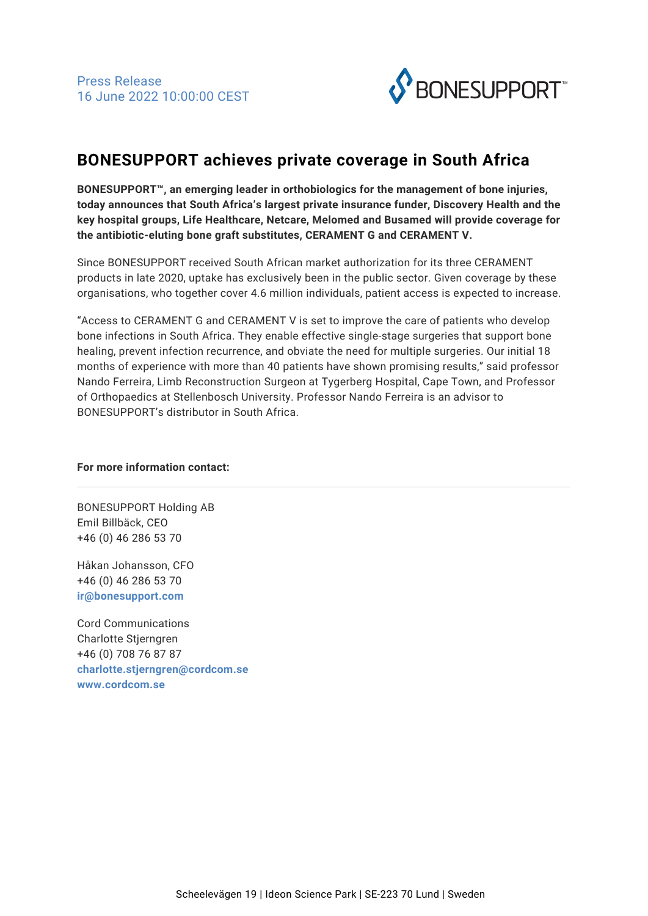Press Release
16 June 2022 10:00:00 CEST

# BONESUPPORT achieves private coverage in South Africa

**BONESUPPORT™, an emerging leader in orthobiologics for the management of bone injuries, today announces that South Africa's largest private insurance funder, Discovery Health and the key hospital groups, Life Healthcare, Netcare, Melomed and Busamed will provide coverage for the antibiotic-eluting bone graft substitutes, CERAMENT G and CERAMENT V.**

Since BONESUPPORT received South African market authorization for its three CERAMENT products in late 2020, uptake has exclusively been in the public sector. Given coverage by these organisations, who together cover 4.6 million individuals, patient access is expected to increase.

"Access to CERAMENT G and CERAMENT V is set to improve the care of patients who develop bone infections in South Africa. They enable effective single-stage surgeries that support bone healing, prevent infection recurrence, and obviate the need for multiple surgeries. Our initial 18 months of experience with more than 40 patients have shown promising results," said professor Nando Ferreira, Limb Reconstruction Surgeon at Tygerberg Hospital, Cape Town, and Professor of Orthopaedics at Stellenbosch University. Professor Nando Ferreira is an advisor to BONESUPPORT's distributor in South Africa.

**For more information contact:**

---

BONESUPPORT Holding AB
Emil Billbäck, CEO
+46 (0) 46 286 53 70

Håkan Johansson, CFO
+46 (0) 46 286 53 70
**ir@bonesupport.com**

Cord Communications
Charlotte Stjerngren
+46 (0) 708 76 87 87
**charlotte.stjerngren@cordcom.se**
**www.cordcom.se**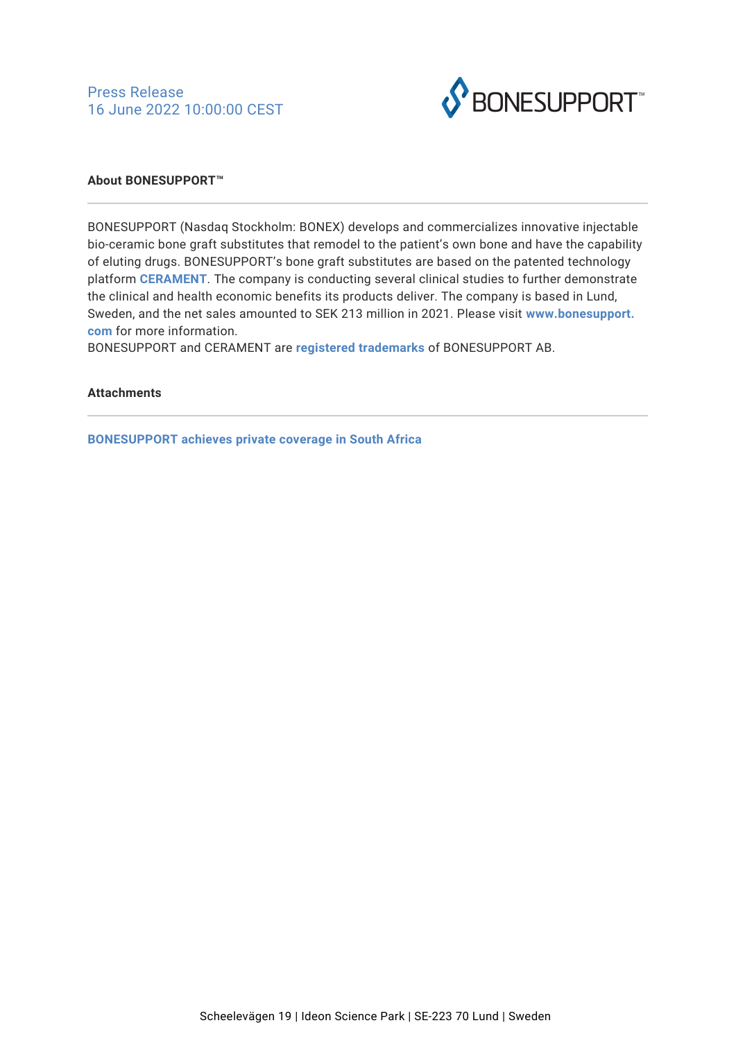### About BONESUPPORT™

BONESUPPORT (Nasdaq Stockholm: BONEX) develops and commercializes innovative injectable bio-ceramic bone graft substitutes that remodel to the patient's own bone and have the capability of eluting drugs. BONESUPPORT's bone graft substitutes are based on the patented technology platform **CERAMENT**. The company is conducting several clinical studies to further demonstrate the clinical and health economic benefits its products deliver. The company is based in Lund, Sweden, and the net sales amounted to SEK 213 million in 2021. Please visit **www.bonesupport.com** for more information.

BONESUPPORT and CERAMENT are **registered trademarks** of BONESUPPORT AB.

### Attachments

**BONESUPPORT achieves private coverage in South Africa**